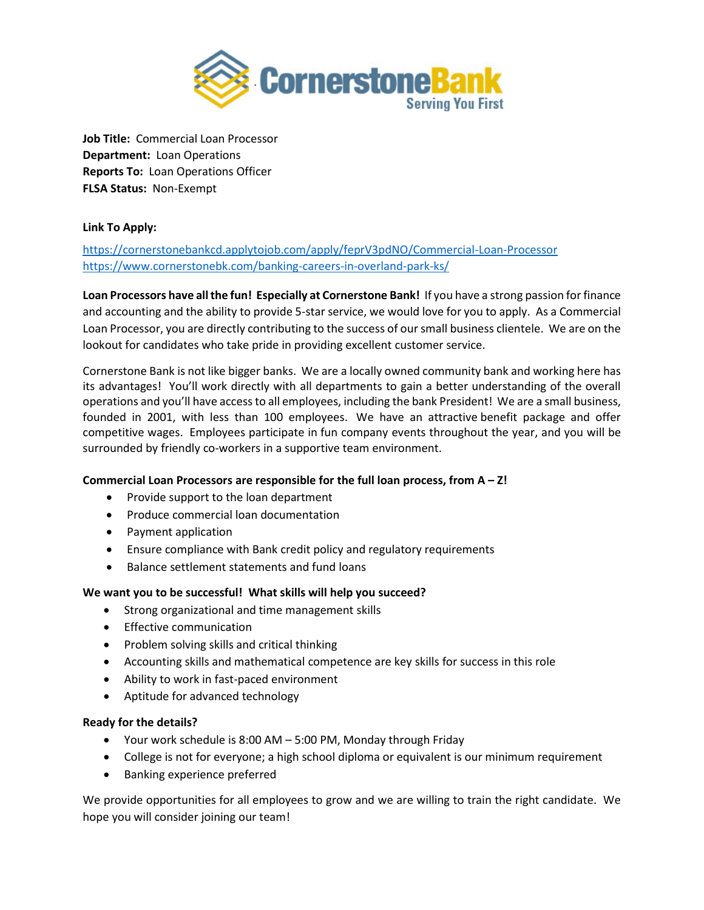# CornerstoneBank

Serving You First

**Job Title:** Commercial Loan Processor
**Department:** Loan Operations
**Reports To:** Loan Operations Officer
**FLSA Status:** Non-Exempt

**Link To Apply:**

https://cornerstonebankcd.applytojob.com/apply/feprV3pdNO/Commercial-Loan-Processor
https://www.cornerstonebk.com/banking-careers-in-overland-park-ks/

**Loan Processors have all the fun! Especially at Cornerstone Bank!** If you have a strong passion for finance and accounting and the ability to provide 5-star service, we would love for you to apply. As a Commercial Loan Processor, you are directly contributing to the success of our small business clientele. We are on the lookout for candidates who take pride in providing excellent customer service.

Cornerstone Bank is not like bigger banks. We are a locally owned community bank and working here has its advantages! You'll work directly with all departments to gain a better understanding of the overall operations and you'll have access to all employees, including the bank President! We are a small business, founded in 2001, with less than 100 employees. We have an attractive benefit package and offer competitive wages. Employees participate in fun company events throughout the year, and you will be surrounded by friendly co-workers in a supportive team environment.

**Commercial Loan Processors are responsible for the full loan process, from A – Z!**

- Provide support to the loan department
- Produce commercial loan documentation
- Payment application
- Ensure compliance with Bank credit policy and regulatory requirements
- Balance settlement statements and fund loans

**We want you to be successful! What skills will help you succeed?**

- Strong organizational and time management skills
- Effective communication
- Problem solving skills and critical thinking
- Accounting skills and mathematical competence are key skills for success in this role
- Ability to work in fast-paced environment
- Aptitude for advanced technology

**Ready for the details?**

- Your work schedule is 8:00 AM – 5:00 PM, Monday through Friday
- College is not for everyone; a high school diploma or equivalent is our minimum requirement
- Banking experience preferred

We provide opportunities for all employees to grow and we are willing to train the right candidate. We hope you will consider joining our team!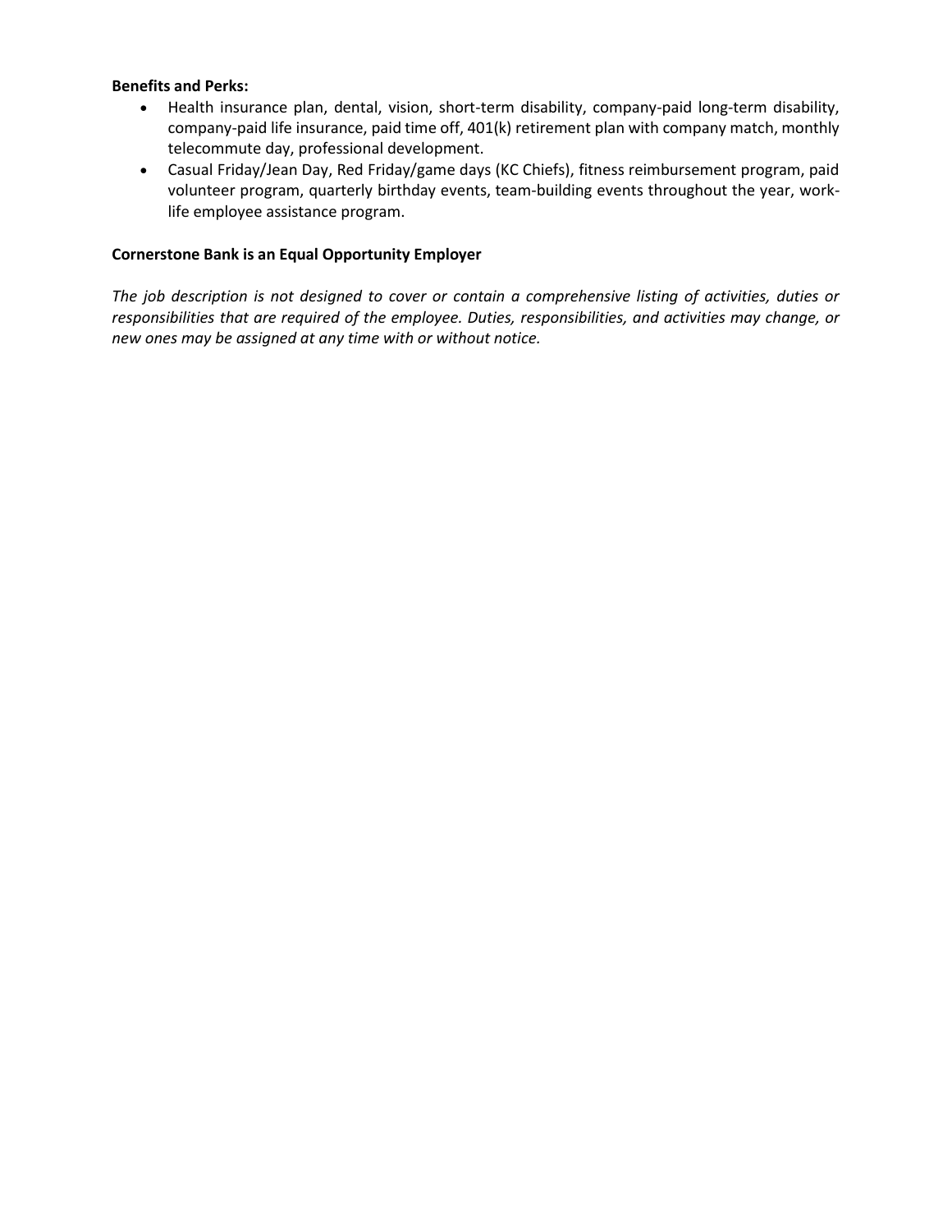**Benefits and Perks:**

- Health insurance plan, dental, vision, short-term disability, company-paid long-term disability, company-paid life insurance, paid time off, 401(k) retirement plan with company match, monthly telecommute day, professional development.
- Casual Friday/Jean Day, Red Friday/game days (KC Chiefs), fitness reimbursement program, paid volunteer program, quarterly birthday events, team-building events throughout the year, work-life employee assistance program.

**Cornerstone Bank is an Equal Opportunity Employer**

*The job description is not designed to cover or contain a comprehensive listing of activities, duties or responsibilities that are required of the employee. Duties, responsibilities, and activities may change, or new ones may be assigned at any time with or without notice.*